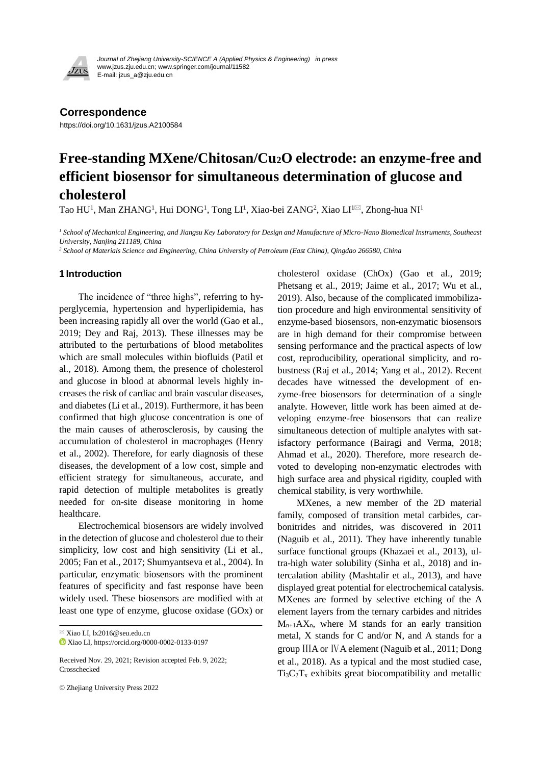Journal of Zhejiang University-SCIENCE A (Applied Physics & Engineering) in press
www.jzus.zju.edu.cn; www.springer.com/journal/11582
E-mail: jzus_a@zju.edu.cn

**Correspondence**

https://doi.org/10.1631/jzus.A2100584

# Free-standing MXene/Chitosan/$Cu_2O$ electrode: an enzyme-free and efficient biosensor for simultaneous determination of glucose and cholesterol

Tao HU[1], Man ZHANG[1], Hui DONG[1], Tong LI[1], Xiao-bei ZANG[2], Xiao LI[1✉], Zhong-hua NI[1]

*[1] School of Mechanical Engineering, and Jiangsu Key Laboratory for Design and Manufacture of Micro-Nano Biomedical Instruments, Southeast University, Nanjing 211189, China*

*[2] School of Materials Science and Engineering, China University of Petroleum (East China), Qingdao 266580, China*

## 1 Introduction

The incidence of "three highs", referring to hyperglycemia, hypertension and hyperlipidemia, has been increasing rapidly all over the world (Gao et al., 2019; Dey and Raj, 2013). These illnesses may be attributed to the perturbations of blood metabolites which are small molecules within biofluids (Patil et al., 2018). Among them, the presence of cholesterol and glucose in blood at abnormal levels highly increases the risk of cardiac and brain vascular diseases, and diabetes (Li et al., 2019). Furthermore, it has been confirmed that high glucose concentration is one of the main causes of atherosclerosis, by causing the accumulation of cholesterol in macrophages (Henry et al., 2002). Therefore, for early diagnosis of these diseases, the development of a low cost, simple and efficient strategy for simultaneous, accurate, and rapid detection of multiple metabolites is greatly needed for on-site disease monitoring in home healthcare.

Electrochemical biosensors are widely involved in the detection of glucose and cholesterol due to their simplicity, low cost and high sensitivity (Li et al., 2005; Fan et al., 2017; Shumyantseva et al., 2004). In particular, enzymatic biosensors with the prominent features of specificity and fast response have been widely used. These biosensors are modified with at least one type of enzyme, glucose oxidase (GOx) or cholesterol oxidase (ChOx) (Gao et al., 2019; Phetsang et al., 2019; Jaime et al., 2017; Wu et al., 2019). Also, because of the complicated immobilization procedure and high environmental sensitivity of enzyme-based biosensors, non-enzymatic biosensors are in high demand for their compromise between sensing performance and the practical aspects of low cost, reproducibility, operational simplicity, and robustness (Raj et al., 2014; Yang et al., 2012). Recent decades have witnessed the development of enzyme-free biosensors for determination of a single analyte. However, little work has been aimed at developing enzyme-free biosensors that can realize simultaneous detection of multiple analytes with satisfactory performance (Bairagi and Verma, 2018; Ahmad et al., 2020). Therefore, more research devoted to developing non-enzymatic electrodes with high surface area and physical rigidity, coupled with chemical stability, is very worthwhile.

MXenes, a new member of the 2D material family, composed of transition metal carbides, carbonitrides and nitrides, was discovered in 2011 (Naguib et al., 2011). They have inherently tunable surface functional groups (Khazaei et al., 2013), ultra-high water solubility (Sinha et al., 2018) and intercalation ability (Mashtalir et al., 2013), and have displayed great potential for electrochemical catalysis. MXenes are formed by selective etching of the A element layers from the ternary carbides and nitrides $M_{n+1}AX_n$, where M stands for an early transition metal, X stands for C and/or N, and A stands for a group ⅢA or ⅣA element (Naguib et al., 2011; Dong et al., 2018). As a typical and the most studied case, $Ti_3C_2T_x$ exhibits great biocompatibility and metallic

---

✉ Xiao LI, lx2016@seu.edu.cn

Xiao LI, https://orcid.org/0000-0002-0133-0197

Received Nov. 29, 2021; Revision accepted Feb. 9, 2022; Crosschecked

© Zhejiang University Press 2022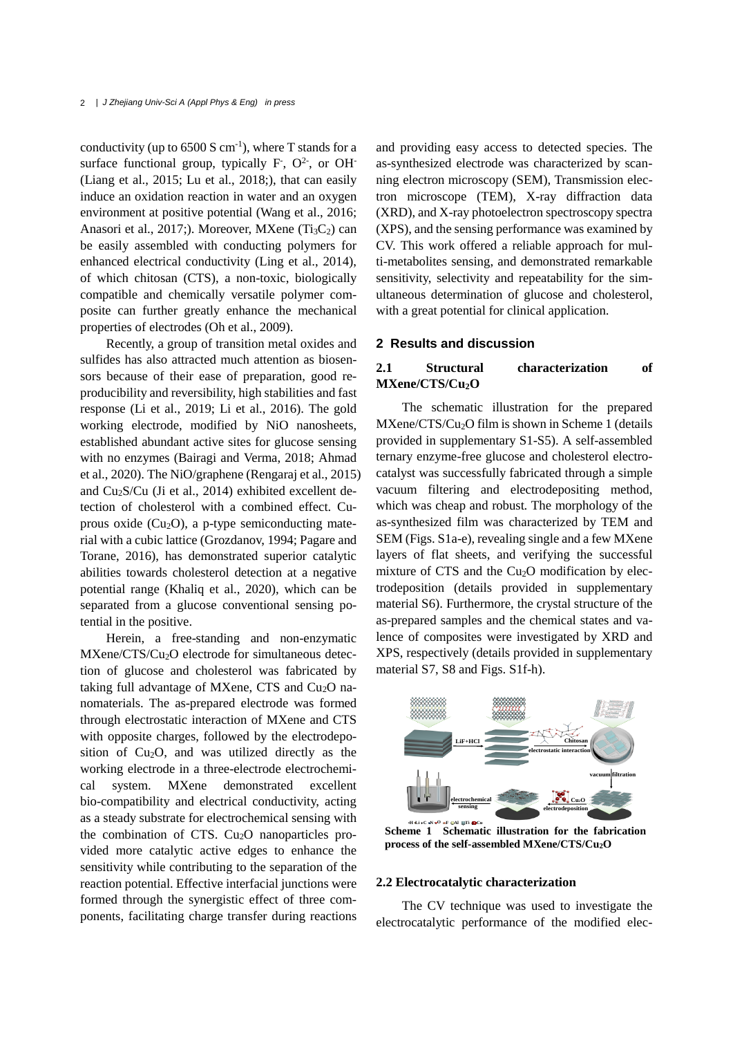conductivity (up to 6500 S $cm^{-1}$), where T stands for a surface functional group, typically $F^-$, $O^{2-}$, or $OH^-$ (Liang et al., 2015; Lu et al., 2018;), that can easily induce an oxidation reaction in water and an oxygen environment at positive potential (Wang et al., 2016; Anasori et al., 2017;). Moreover, MXene ($Ti_3C_2$) can be easily assembled with conducting polymers for enhanced electrical conductivity (Ling et al., 2014), of which chitosan (CTS), a non-toxic, biologically compatible and chemically versatile polymer composite can further greatly enhance the mechanical properties of electrodes (Oh et al., 2009).

Recently, a group of transition metal oxides and sulfides has also attracted much attention as biosensors because of their ease of preparation, good reproducibility and reversibility, high stabilities and fast response (Li et al., 2019; Li et al., 2016). The gold working electrode, modified by NiO nanosheets, established abundant active sites for glucose sensing with no enzymes (Bairagi and Verma, 2018; Ahmad et al., 2020). The NiO/graphene (Rengaraj et al., 2015) and $Cu_2S$/Cu (Ji et al., 2014) exhibited excellent detection of cholesterol with a combined effect. Cuprous oxide ($Cu_2O$), a p-type semiconducting material with a cubic lattice (Grozdanov, 1994; Pagare and Torane, 2016), has demonstrated superior catalytic abilities towards cholesterol detection at a negative potential range (Khaliq et al., 2020), which can be separated from a glucose conventional sensing potential in the positive.

Herein, a free-standing and non-enzymatic MXene/CTS/$Cu_2O$ electrode for simultaneous detection of glucose and cholesterol was fabricated by taking full advantage of MXene, CTS and $Cu_2O$ nanomaterials. The as-prepared electrode was formed through electrostatic interaction of MXene and CTS with opposite charges, followed by the electrodeposition of $Cu_2O$, and was utilized directly as the working electrode in a three-electrode electrochemical system. MXene demonstrated excellent bio-compatibility and electrical conductivity, acting as a steady substrate for electrochemical sensing with the combination of CTS. $Cu_2O$ nanoparticles provided more catalytic active edges to enhance the sensitivity while contributing to the separation of the reaction potential. Effective interfacial junctions were formed through the synergistic effect of three components, facilitating charge transfer during reactions and providing easy access to detected species. The as-synthesized electrode was characterized by scanning electron microscopy (SEM), Transmission electron microscope (TEM), X-ray diffraction data (XRD), and X-ray photoelectron spectroscopy spectra (XPS), and the sensing performance was examined by CV. This work offered a reliable approach for multi-metabolites sensing, and demonstrated remarkable sensitivity, selectivity and repeatability for the simultaneous determination of glucose and cholesterol, with a great potential for clinical application.

## 2 Results and discussion

### 2.1 Structural characterization of MXene/CTS/$Cu_2O$

The schematic illustration for the prepared MXene/CTS/$Cu_2O$ film is shown in Scheme 1 (details provided in supplementary S1-S5). A self-assembled ternary enzyme-free glucose and cholesterol electrocatalyst was successfully fabricated through a simple vacuum filtering and electrodepositing method, which was cheap and robust. The morphology of the as-synthesized film was characterized by TEM and SEM (Figs. S1a-e), revealing single and a few MXene layers of flat sheets, and verifying the successful mixture of CTS and the $Cu_2O$ modification by electrodeposition (details provided in supplementary material S6). Furthermore, the crystal structure of the as-prepared samples and the chemical states and valence of composites were investigated by XRD and XPS, respectively (details provided in supplementary material S7, S8 and Figs. S1f-h).

LiF+HCl

Chitosan

electrostatic interaction

vacuum filtration

electrochemical sensing

$Cu_2O$ electrodeposition

**Scheme 1 Schematic illustration for the fabrication process of the self-assembled MXene/CTS/$Cu_2O$**

### 2.2 Electrocatalytic characterization

The CV technique was used to investigate the electrocatalytic performance of the modified elec-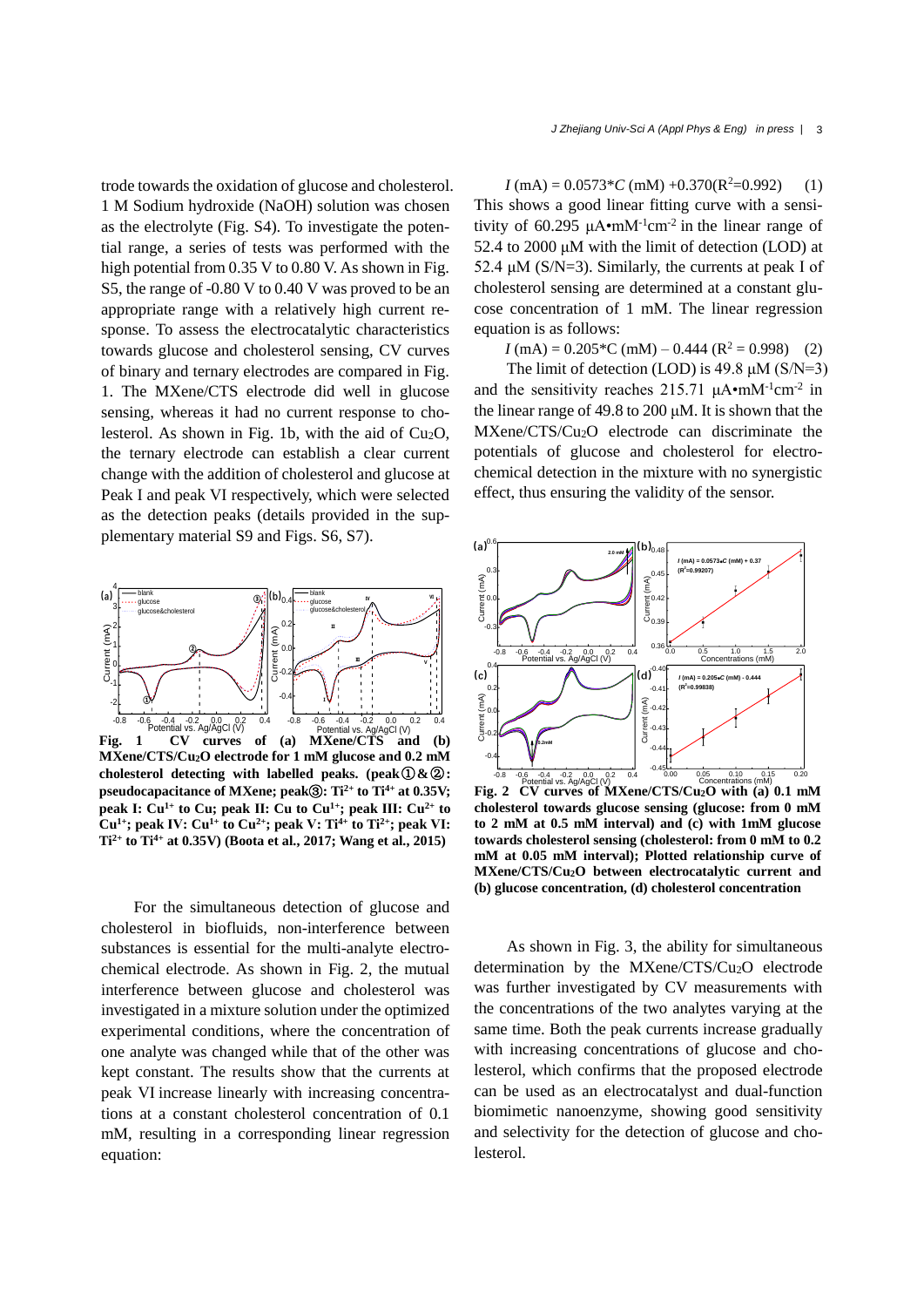trode towards the oxidation of glucose and cholesterol. 1 M Sodium hydroxide (NaOH) solution was chosen as the electrolyte (Fig. S4). To investigate the potential range, a series of tests was performed with the high potential from 0.35 V to 0.80 V. As shown in Fig. S5, the range of -0.80 V to 0.40 V was proved to be an appropriate range with a relatively high current response. To assess the electrocatalytic characteristics towards glucose and cholesterol sensing, CV curves of binary and ternary electrodes are compared in Fig. 1. The MXene/CTS electrode did well in glucose sensing, whereas it had no current response to cholesterol. As shown in Fig. 1b, with the aid of $Cu_2O$, the ternary electrode can establish a clear current change with the addition of cholesterol and glucose at Peak I and peak VI respectively, which were selected as the detection peaks (details provided in the supplementary material S9 and Figs. S6, S7).

(a)
blank
glucose
glucose&cholesterol
①
②
③
Current (mA)
Potential vs. Ag/AgCl (V)

(b)
blank
glucose
glucose&cholesterol
I
II
III
IV
V
VI
Current (mA)
Potential vs. Ag/AgCl (V)

**Fig. 1 CV curves of (a) MXene/CTS and (b) MXene/CTS/$Cu_2O$ electrode for 1 mM glucose and 0.2 mM cholesterol detecting with labelled peaks. (peak①&②: pseudocapacitance of MXene; peak③: $Ti^{2+}$ to $Ti^{4+}$ at 0.35V; peak I: $Cu^{1+}$ to Cu; peak II: Cu to $Cu^{1+}$; peak III: $Cu^{2+}$ to $Cu^{1+}$; peak IV: $Cu^{1+}$ to $Cu^{2+}$; peak V: $Ti^{4+}$ to $Ti^{2+}$; peak VI: $Ti^{2+}$ to $Ti^{4+}$ at 0.35V) (Boota et al., 2017; Wang et al., 2015)**

For the simultaneous detection of glucose and cholesterol in biofluids, non-interference between substances is essential for the multi-analyte electrochemical electrode. As shown in Fig. 2, the mutual interference between glucose and cholesterol was investigated in a mixture solution under the optimized experimental conditions, where the concentration of one analyte was changed while that of the other was kept constant. The results show that the currents at peak VI increase linearly with increasing concentrations at a constant cholesterol concentration of 0.1 mM, resulting in a corresponding linear regression equation:

$$I\ (\text{mA}) = 0.0573*C\ (\text{mM}) + 0.370 (R^2=0.992) \quad (1)$$

This shows a good linear fitting curve with a sensitivity of 60.295 $\mu A \bullet mM^{-1} cm^{-2}$ in the linear range of 52.4 to 2000 μM with the limit of detection (LOD) at 52.4 μM (S/N=3). Similarly, the currents at peak I of cholesterol sensing are determined at a constant glucose concentration of 1 mM. The linear regression equation is as follows:

$$I\ (\text{mA}) = 0.205*C\ (\text{mM}) - 0.444\ (R^2 = 0.998) \quad (2)$$

The limit of detection (LOD) is 49.8 μM (S/N=3) and the sensitivity reaches 215.71 $\mu A \bullet mM^{-1} cm^{-2}$ in the linear range of 49.8 to 200 μM. It is shown that the MXene/CTS/$Cu_2O$ electrode can discriminate the potentials of glucose and cholesterol for electrochemical detection in the mixture with no synergistic effect, thus ensuring the validity of the sensor.

(a)
2.0 mM
Current (mA)
Potential vs. Ag/AgCl (V)

(b)
I (mA) = 0.0573•C (mM) + 0.37
(R²=0.99207)
Current (mA)
Concentrations (mM)

(c)
0.2mM
Current (mA)
Potential vs. Ag/AgCl (V)

(d)
I (mA) = 0.205•C (mM) - 0.444
(R²=0.99838)
Current (mA)
Concentrations (mM)

**Fig. 2 CV curves of MXene/CTS/$Cu_2O$ with (a) 0.1 mM cholesterol towards glucose sensing (glucose: from 0 mM to 2 mM at 0.5 mM interval) and (c) with 1mM glucose towards cholesterol sensing (cholesterol: from 0 mM to 0.2 mM at 0.05 mM interval); Plotted relationship curve of MXene/CTS/$Cu_2O$ between electrocatalytic current and (b) glucose concentration, (d) cholesterol concentration**

As shown in Fig. 3, the ability for simultaneous determination by the MXene/CTS/$Cu_2O$ electrode was further investigated by CV measurements with the concentrations of the two analytes varying at the same time. Both the peak currents increase gradually with increasing concentrations of glucose and cholesterol, which confirms that the proposed electrode can be used as an electrocatalyst and dual-function biomimetic nanoenzyme, showing good sensitivity and selectivity for the detection of glucose and cholesterol.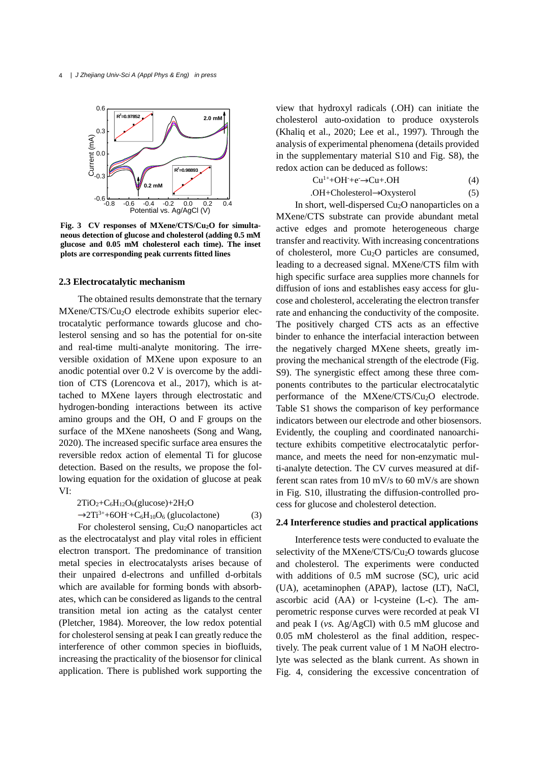Fig. 3 CV responses of MXene/CTS/$Cu_2O$ for simultaneous detection of glucose and cholesterol (adding 0.5 mM glucose and 0.05 mM cholesterol each time). The inset plots are corresponding peak currents fitted lines

### 2.3 Electrocatalytic mechanism

The obtained results demonstrate that the ternary MXene/CTS/$Cu_2O$ electrode exhibits superior electrocatalytic performance towards glucose and cholesterol sensing and so has the potential for on-site and real-time multi-analyte monitoring. The irreversible oxidation of MXene upon exposure to an anodic potential over 0.2 V is overcome by the addition of CTS (Lorencova et al., 2017), which is attached to MXene layers through electrostatic and hydrogen-bonding interactions between its active amino groups and the OH, O and F groups on the surface of the MXene nanosheets (Song and Wang, 2020). The increased specific surface area ensures the reversible redox action of elemental Ti for glucose detection. Based on the results, we propose the following equation for the oxidation of glucose at peak VI:

$$2TiO_2+C_6H_{12}O_6\text{(glucose)}+2H_2O \rightarrow 2Ti^{3+}+6OH^-+C_6H_{10}O_6\text{ (glucolactone)} \tag{3}$$

For cholesterol sensing, $Cu_2O$ nanoparticles act as the electrocatalyst and play vital roles in efficient electron transport. The predominance of transition metal species in electrocatalysts arises because of their unpaired d-electrons and unfilled d-orbitals which are available for forming bonds with absorbates, which can be considered as ligands to the central transition metal ion acting as the catalyst center (Pletcher, 1984). Moreover, the low redox potential for cholesterol sensing at peak I can greatly reduce the interference of other common species in biofluids, increasing the practicality of the biosensor for clinical application. There is published work supporting the view that hydroxyl radicals (.OH) can initiate the cholesterol auto-oxidation to produce oxysterols (Khaliq et al., 2020; Lee et al., 1997). Through the analysis of experimental phenomena (details provided in the supplementary material S10 and Fig. S8), the redox action can be deduced as follows:

$$Cu^{1+}+OH^-+e^- \rightarrow Cu+.OH \tag{4}$$

$$.OH+\text{Cholesterol} \rightarrow \text{Oxysterol} \tag{5}$$

In short, well-dispersed $Cu_2O$ nanoparticles on a MXene/CTS substrate can provide abundant metal active edges and promote heterogeneous charge transfer and reactivity. With increasing concentrations of cholesterol, more $Cu_2O$ particles are consumed, leading to a decreased signal. MXene/CTS film with high specific surface area supplies more channels for diffusion of ions and establishes easy access for glucose and cholesterol, accelerating the electron transfer rate and enhancing the conductivity of the composite. The positively charged CTS acts as an effective binder to enhance the interfacial interaction between the negatively charged MXene sheets, greatly improving the mechanical strength of the electrode (Fig. S9). The synergistic effect among these three components contributes to the particular electrocatalytic performance of the MXene/CTS/$Cu_2O$ electrode. Table S1 shows the comparison of key performance indicators between our electrode and other biosensors. Evidently, the coupling and coordinated nanoarchitecture exhibits competitive electrocatalytic performance, and meets the need for non-enzymatic multi-analyte detection. The CV curves measured at different scan rates from 10 mV/s to 60 mV/s are shown in Fig. S10, illustrating the diffusion-controlled process for glucose and cholesterol detection.

### 2.4 Interference studies and practical applications

Interference tests were conducted to evaluate the selectivity of the MXene/CTS/$Cu_2O$ towards glucose and cholesterol. The experiments were conducted with additions of 0.5 mM sucrose (SC), uric acid (UA), acetaminophen (APAP), lactose (LT), NaCl, ascorbic acid (AA) or l-cysteine (L-c). The amperometric response curves were recorded at peak VI and peak I (*vs.* Ag/AgCl) with 0.5 mM glucose and 0.05 mM cholesterol as the final addition, respectively. The peak current value of 1 M NaOH electrolyte was selected as the blank current. As shown in Fig. 4, considering the excessive concentration of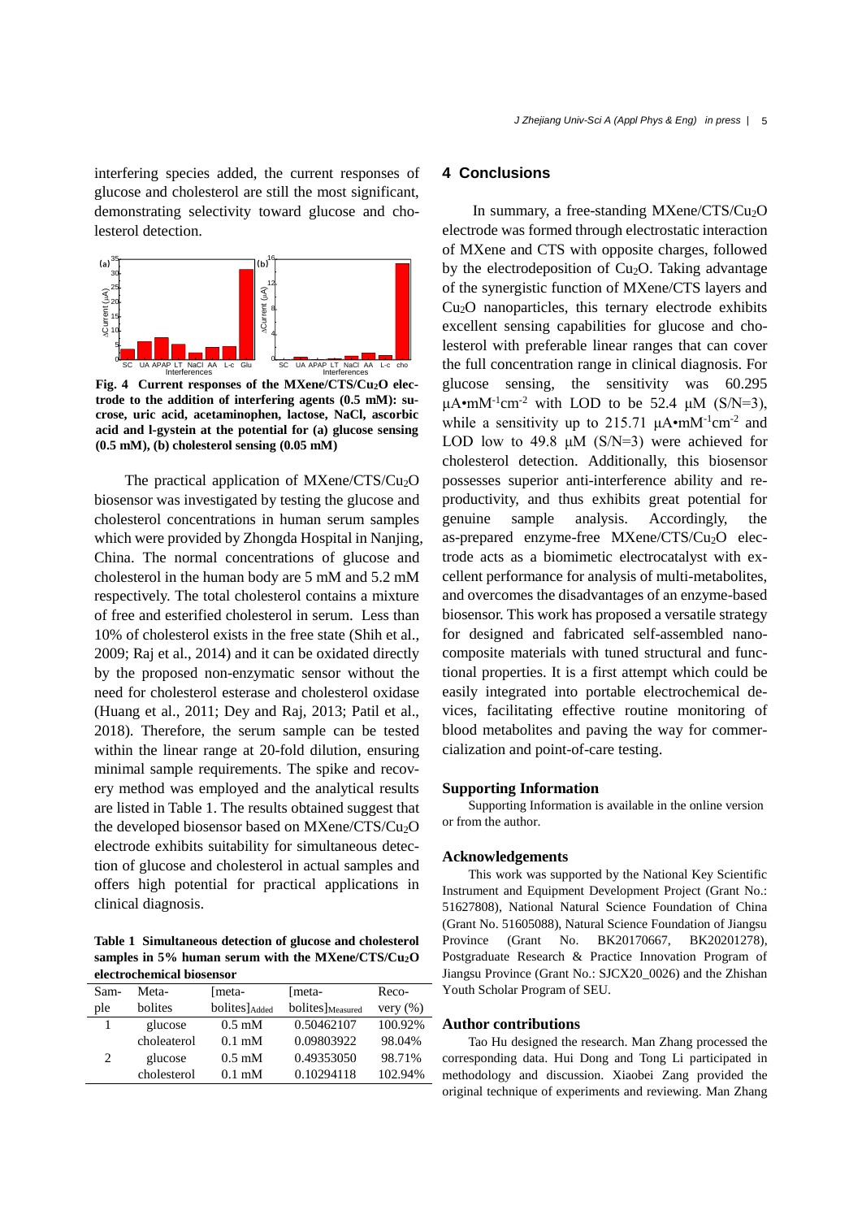interfering species added, the current responses of glucose and cholesterol are still the most significant, demonstrating selectivity toward glucose and cholesterol detection.

**Fig. 4 Current responses of the MXene/CTS/$Cu_2O$ electrode to the addition of interfering agents (0.5 mM): sucrose, uric acid, acetaminophen, lactose, NaCl, ascorbic acid and l-gystein at the potential for (a) glucose sensing (0.5 mM), (b) cholesterol sensing (0.05 mM)**

The practical application of MXene/CTS/$Cu_2O$ biosensor was investigated by testing the glucose and cholesterol concentrations in human serum samples which were provided by Zhongda Hospital in Nanjing, China. The normal concentrations of glucose and cholesterol in the human body are 5 mM and 5.2 mM respectively. The total cholesterol contains a mixture of free and esterified cholesterol in serum. Less than 10% of cholesterol exists in the free state (Shih et al., 2009; Raj et al., 2014) and it can be oxidated directly by the proposed non-enzymatic sensor without the need for cholesterol esterase and cholesterol oxidase (Huang et al., 2011; Dey and Raj, 2013; Patil et al., 2018). Therefore, the serum sample can be tested within the linear range at 20-fold dilution, ensuring minimal sample requirements. The spike and recovery method was employed and the analytical results are listed in Table 1. The results obtained suggest that the developed biosensor based on MXene/CTS/$Cu_2O$ electrode exhibits suitability for simultaneous detection of glucose and cholesterol in actual samples and offers high potential for practical applications in clinical diagnosis.

**Table 1 Simultaneous detection of glucose and cholesterol samples in 5% human serum with the MXene/CTS/$Cu_2O$ electrochemical biosensor**

| Sample | Metabolites | $[metabolites]_{Added}$ | $[metabolites]_{Measured}$ | Recovery (%) |
|---|---|---|---|---|
| 1 | glucose | 0.5 mM | 0.50462107 | 100.92% |
| | choleaterol | 0.1 mM | 0.09803922 | 98.04% |
| 2 | glucose | 0.5 mM | 0.49353050 | 98.71% |
| | cholesterol | 0.1 mM | 0.10294118 | 102.94% |

## 4 Conclusions

In summary, a free-standing MXene/CTS/$Cu_2O$ electrode was formed through electrostatic interaction of MXene and CTS with opposite charges, followed by the electrodeposition of $Cu_2O$. Taking advantage of the synergistic function of MXene/CTS layers and $Cu_2O$ nanoparticles, this ternary electrode exhibits excellent sensing capabilities for glucose and cholesterol with preferable linear ranges that can cover the full concentration range in clinical diagnosis. For glucose sensing, the sensitivity was 60.295 $\mu A \bullet mM^{-1}cm^{-2}$ with LOD to be 52.4 μM (S/N=3), while a sensitivity up to 215.71 $\mu A \bullet mM^{-1}cm^{-2}$ and LOD low to 49.8 μM (S/N=3) were achieved for cholesterol detection. Additionally, this biosensor possesses superior anti-interference ability and reproductivity, and thus exhibits great potential for genuine sample analysis. Accordingly, the as-prepared enzyme-free MXene/CTS/$Cu_2O$ electrode acts as a biomimetic electrocatalyst with excellent performance for analysis of multi-metabolites, and overcomes the disadvantages of an enzyme-based biosensor. This work has proposed a versatile strategy for designed and fabricated self-assembled nanocomposite materials with tuned structural and functional properties. It is a first attempt which could be easily integrated into portable electrochemical devices, facilitating effective routine monitoring of blood metabolites and paving the way for commercialization and point-of-care testing.

### Supporting Information

Supporting Information is available in the online version or from the author.

### Acknowledgements

This work was supported by the National Key Scientific Instrument and Equipment Development Project (Grant No.: 51627808), National Natural Science Foundation of China (Grant No. 51605088), Natural Science Foundation of Jiangsu Province (Grant No. BK20170667, BK20201278), Postgraduate Research & Practice Innovation Program of Jiangsu Province (Grant No.: SJCX20_0026) and the Zhishan Youth Scholar Program of SEU.

### Author contributions

Tao Hu designed the research. Man Zhang processed the corresponding data. Hui Dong and Tong Li participated in methodology and discussion. Xiaobei Zang provided the original technique of experiments and reviewing. Man Zhang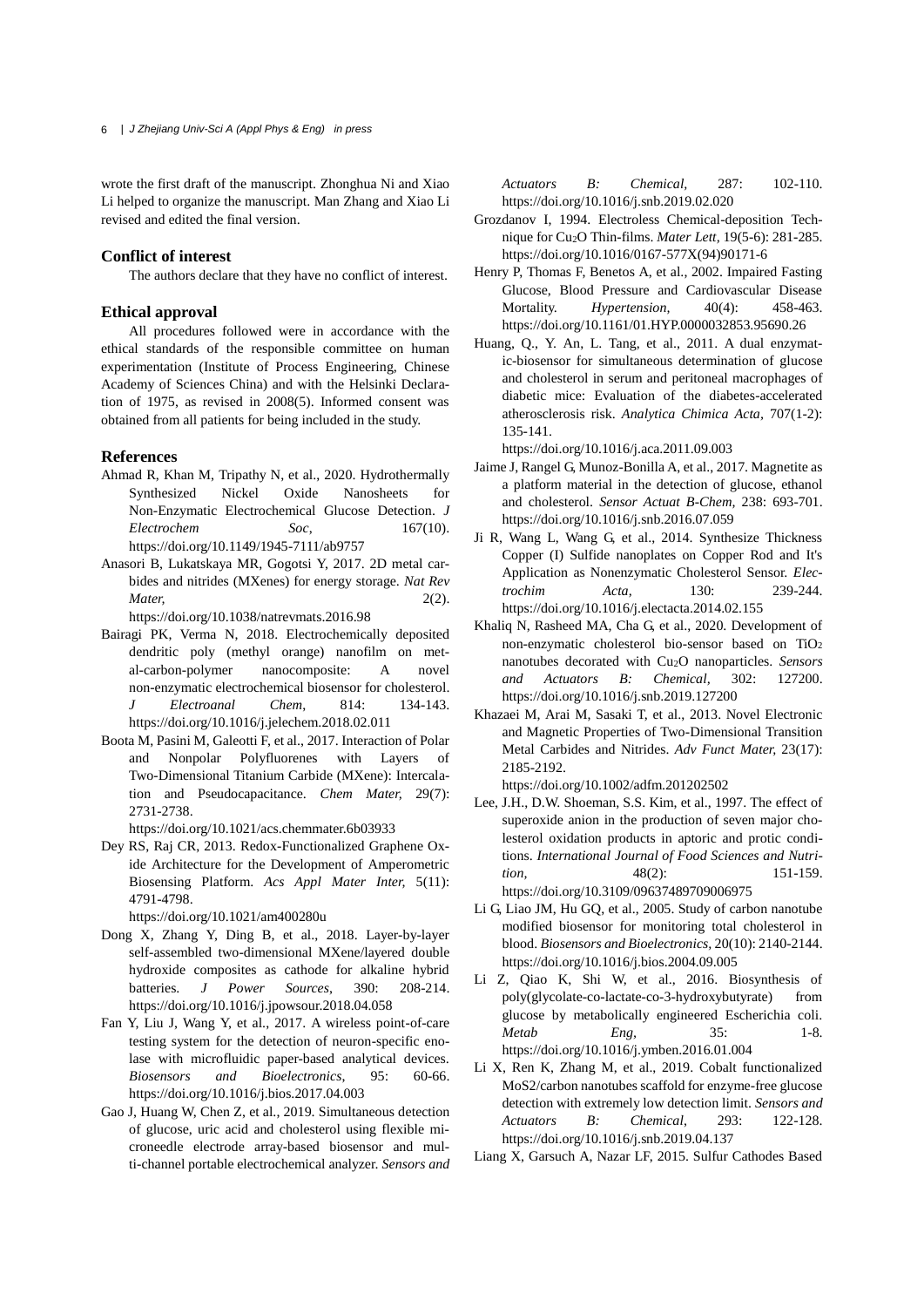wrote the first draft of the manuscript. Zhonghua Ni and Xiao Li helped to organize the manuscript. Man Zhang and Xiao Li revised and edited the final version.

## Conflict of interest

The authors declare that they have no conflict of interest.

## Ethical approval

All procedures followed were in accordance with the ethical standards of the responsible committee on human experimentation (Institute of Process Engineering, Chinese Academy of Sciences China) and with the Helsinki Declaration of 1975, as revised in 2008(5). Informed consent was obtained from all patients for being included in the study.

## References

Ahmad R, Khan M, Tripathy N, et al., 2020. Hydrothermally Synthesized Nickel Oxide Nanosheets for Non-Enzymatic Electrochemical Glucose Detection. *J Electrochem Soc*, 167(10). https://doi.org/10.1149/1945-7111/ab9757

Anasori B, Lukatskaya MR, Gogotsi Y, 2017. 2D metal carbides and nitrides (MXenes) for energy storage. *Nat Rev Mater,* 2(2). https://doi.org/10.1038/natrevmats.2016.98

Bairagi PK, Verma N, 2018. Electrochemically deposited dendritic poly (methyl orange) nanofilm on metal-carbon-polymer nanocomposite: A novel non-enzymatic electrochemical biosensor for cholesterol. *J Electroanal Chem*, 814: 134-143. https://doi.org/10.1016/j.jelechem.2018.02.011

Boota M, Pasini M, Galeotti F, et al., 2017. Interaction of Polar and Nonpolar Polyfluorenes with Layers of Two-Dimensional Titanium Carbide (MXene): Intercalation and Pseudocapacitance. *Chem Mater,* 29(7): 2731-2738. https://doi.org/10.1021/acs.chemmater.6b03933

Dey RS, Raj CR, 2013. Redox-Functionalized Graphene Oxide Architecture for the Development of Amperometric Biosensing Platform. *Acs Appl Mater Inter,* 5(11): 4791-4798. https://doi.org/10.1021/am400280u

Dong X, Zhang Y, Ding B, et al., 2018. Layer-by-layer self-assembled two-dimensional MXene/layered double hydroxide composites as cathode for alkaline hybrid batteries. *J Power Sources*, 390: 208-214. https://doi.org/10.1016/j.jpowsour.2018.04.058

Fan Y, Liu J, Wang Y, et al., 2017. A wireless point-of-care testing system for the detection of neuron-specific enolase with microfluidic paper-based analytical devices. *Biosensors and Bioelectronics*, 95: 60-66. https://doi.org/10.1016/j.bios.2017.04.003

Gao J, Huang W, Chen Z, et al., 2019. Simultaneous detection of glucose, uric acid and cholesterol using flexible microneedle electrode array-based biosensor and multi-channel portable electrochemical analyzer. *Sensors and Actuators B: Chemical,* 287: 102-110. https://doi.org/10.1016/j.snb.2019.02.020

Grozdanov I, 1994. Electroless Chemical-deposition Technique for $Cu_2O$ Thin-films. *Mater Lett,* 19(5-6): 281-285. https://doi.org/10.1016/0167-577X(94)90171-6

Henry P, Thomas F, Benetos A, et al., 2002. Impaired Fasting Glucose, Blood Pressure and Cardiovascular Disease Mortality. *Hypertension,* 40(4): 458-463. https://doi.org/10.1161/01.HYP.0000032853.95690.26

Huang, Q., Y. An, L. Tang, et al., 2011. A dual enzymatic-biosensor for simultaneous determination of glucose and cholesterol in serum and peritoneal macrophages of diabetic mice: Evaluation of the diabetes-accelerated atherosclerosis risk. *Analytica Chimica Acta,* 707(1-2): 135-141. https://doi.org/10.1016/j.aca.2011.09.003

Jaime J, Rangel G, Munoz-Bonilla A, et al., 2017. Magnetite as a platform material in the detection of glucose, ethanol and cholesterol. *Sensor Actuat B-Chem,* 238: 693-701. https://doi.org/10.1016/j.snb.2016.07.059

Ji R, Wang L, Wang G, et al., 2014. Synthesize Thickness Copper (I) Sulfide nanoplates on Copper Rod and It's Application as Nonenzymatic Cholesterol Sensor. *Electrochim Acta,* 130: 239-244. https://doi.org/10.1016/j.electacta.2014.02.155

Khaliq N, Rasheed MA, Cha G, et al., 2020. Development of non-enzymatic cholesterol bio-sensor based on $TiO_2$ nanotubes decorated with $Cu_2O$ nanoparticles. *Sensors and Actuators B: Chemical,* 302: 127200. https://doi.org/10.1016/j.snb.2019.127200

Khazaei M, Arai M, Sasaki T, et al., 2013. Novel Electronic and Magnetic Properties of Two-Dimensional Transition Metal Carbides and Nitrides. *Adv Funct Mater,* 23(17): 2185-2192. https://doi.org/10.1002/adfm.201202502

Lee, J.H., D.W. Shoeman, S.S. Kim, et al., 1997. The effect of superoxide anion in the production of seven major cholesterol oxidation products in aptoric and protic conditions. *International Journal of Food Sciences and Nutrition,* 48(2): 151-159. https://doi.org/10.3109/09637489709006975

Li G, Liao JM, Hu GQ, et al., 2005. Study of carbon nanotube modified biosensor for monitoring total cholesterol in blood. *Biosensors and Bioelectronics,* 20(10): 2140-2144. https://doi.org/10.1016/j.bios.2004.09.005

Li Z, Qiao K, Shi W, et al., 2016. Biosynthesis of poly(glycolate-co-lactate-co-3-hydroxybutyrate) from glucose by metabolically engineered Escherichia coli. *Metab Eng,* 35: 1-8. https://doi.org/10.1016/j.ymben.2016.01.004

Li X, Ren K, Zhang M, et al., 2019. Cobalt functionalized MoS2/carbon nanotubes scaffold for enzyme-free glucose detection with extremely low detection limit. *Sensors and Actuators B: Chemical*, 293: 122-128. https://doi.org/10.1016/j.snb.2019.04.137

Liang X, Garsuch A, Nazar LF, 2015. Sulfur Cathodes Based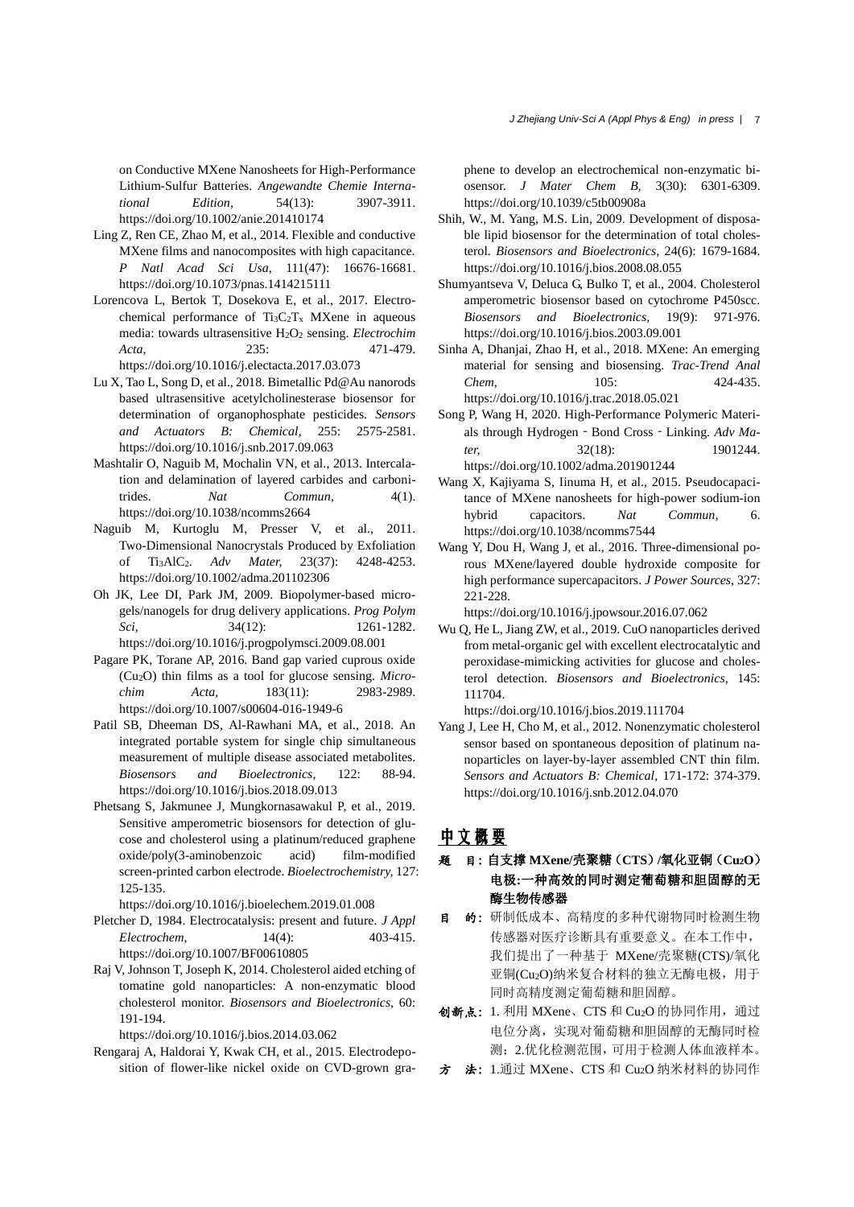on Conductive MXene Nanosheets for High-Performance Lithium-Sulfur Batteries. *Angewandte Chemie International Edition*, 54(13): 3907-3911. https://doi.org/10.1002/anie.201410174

Ling Z, Ren CE, Zhao M, et al., 2014. Flexible and conductive MXene films and nanocomposites with high capacitance. *P Natl Acad Sci Usa*, 111(47): 16676-16681. https://doi.org/10.1073/pnas.1414215111

Lorencova L, Bertok T, Dosekova E, et al., 2017. Electrochemical performance of $Ti_3C_2T_x$ MXene in aqueous media: towards ultrasensitive $H_2O_2$ sensing. *Electrochim Acta*, 235: 471-479. https://doi.org/10.1016/j.electacta.2017.03.073

Lu X, Tao L, Song D, et al., 2018. Bimetallic Pd@Au nanorods based ultrasensitive acetylcholinesterase biosensor for determination of organophosphate pesticides. *Sensors and Actuators B: Chemical*, 255: 2575-2581. https://doi.org/10.1016/j.snb.2017.09.063

Mashtalir O, Naguib M, Mochalin VN, et al., 2013. Intercalation and delamination of layered carbides and carbonitrides. *Nat Commun*, 4(1). https://doi.org/10.1038/ncomms2664

Naguib M, Kurtoglu M, Presser V, et al., 2011. Two-Dimensional Nanocrystals Produced by Exfoliation of $Ti_3AlC_2$. *Adv Mater*, 23(37): 4248-4253. https://doi.org/10.1002/adma.201102306

Oh JK, Lee DI, Park JM, 2009. Biopolymer-based microgels/nanogels for drug delivery applications. *Prog Polym Sci*, 34(12): 1261-1282. https://doi.org/10.1016/j.progpolymsci.2009.08.001

Pagare PK, Torane AP, 2016. Band gap varied cuprous oxide ($Cu_2O$) thin films as a tool for glucose sensing. *Microchim Acta*, 183(11): 2983-2989. https://doi.org/10.1007/s00604-016-1949-6

Patil SB, Dheeman DS, Al-Rawhani MA, et al., 2018. An integrated portable system for single chip simultaneous measurement of multiple disease associated metabolites. *Biosensors and Bioelectronics*, 122: 88-94. https://doi.org/10.1016/j.bios.2018.09.013

Phetsang S, Jakmunee J, Mungkornasawakul P, et al., 2019. Sensitive amperometric biosensors for detection of glucose and cholesterol using a platinum/reduced graphene oxide/poly(3-aminobenzoic acid) film-modified screen-printed carbon electrode. *Bioelectrochemistry*, 127: 125-135. https://doi.org/10.1016/j.bioelechem.2019.01.008

Pletcher D, 1984. Electrocatalysis: present and future. *J Appl Electrochem*, 14(4): 403-415. https://doi.org/10.1007/BF00610805

Raj V, Johnson T, Joseph K, 2014. Cholesterol aided etching of tomatine gold nanoparticles: A non-enzymatic blood cholesterol monitor. *Biosensors and Bioelectronics*, 60: 191-194. https://doi.org/10.1016/j.bios.2014.03.062

Rengaraj A, Haldorai Y, Kwak CH, et al., 2015. Electrodeposition of flower-like nickel oxide on CVD-grown graphene to develop an electrochemical non-enzymatic biosensor. *J Mater Chem B*, 3(30): 6301-6309. https://doi.org/10.1039/c5tb00908a

Shih, W., M. Yang, M.S. Lin, 2009. Development of disposable lipid biosensor for the determination of total cholesterol. *Biosensors and Bioelectronics*, 24(6): 1679-1684. https://doi.org/10.1016/j.bios.2008.08.055

Shumyantseva V, Deluca G, Bulko T, et al., 2004. Cholesterol amperometric biosensor based on cytochrome P450scc. *Biosensors and Bioelectronics*, 19(9): 971-976. https://doi.org/10.1016/j.bios.2003.09.001

Sinha A, Dhanjai, Zhao H, et al., 2018. MXene: An emerging material for sensing and biosensing. *Trac-Trend Anal Chem*, 105: 424-435. https://doi.org/10.1016/j.trac.2018.05.021

Song P, Wang H, 2020. High-Performance Polymeric Materials through Hydrogen‐Bond Cross‐Linking. *Adv Mater*, 32(18): 1901244. https://doi.org/10.1002/adma.201901244

Wang X, Kajiyama S, Iinuma H, et al., 2015. Pseudocapacitance of MXene nanosheets for high-power sodium-ion hybrid capacitors. *Nat Commun*, 6. https://doi.org/10.1038/ncomms7544

Wang Y, Dou H, Wang J, et al., 2016. Three-dimensional porous MXene/layered double hydroxide composite for high performance supercapacitors. *J Power Sources*, 327: 221-228. https://doi.org/10.1016/j.jpowsour.2016.07.062

Wu Q, He L, Jiang ZW, et al., 2019. CuO nanoparticles derived from metal-organic gel with excellent electrocatalytic and peroxidase-mimicking activities for glucose and cholesterol detection. *Biosensors and Bioelectronics*, 145: 111704. https://doi.org/10.1016/j.bios.2019.111704

Yang J, Lee H, Cho M, et al., 2012. Nonenzymatic cholesterol sensor based on spontaneous deposition of platinum nanoparticles on layer-by-layer assembled CNT thin film. *Sensors and Actuators B: Chemical*, 171-172: 374-379. https://doi.org/10.1016/j.snb.2012.04.070

## 中文概要

**题　目：自支撑 MXene/壳聚糖（CTS）/氧化亚铜（$Cu_2O$）电极:一种高效的同时测定葡萄糖和胆固醇的无酶生物传感器**

**目　的：** 研制低成本、高精度的多种代谢物同时检测生物传感器对医疗诊断具有重要意义。在本工作中，我们提出了一种基于 MXene/壳聚糖(CTS)/氧化亚铜($Cu_2O$)纳米复合材料的独立无酶电极，用于同时高精度测定葡萄糖和胆固醇。

**创新点：** 1. 利用 MXene、CTS 和 $Cu_2O$ 的协同作用，通过电位分离，实现对葡萄糖和胆固醇的无酶同时检测；2.优化检测范围，可用于检测人体血液样本。

**方　法：** 1.通过 MXene、CTS 和 $Cu_2O$ 纳米材料的协同作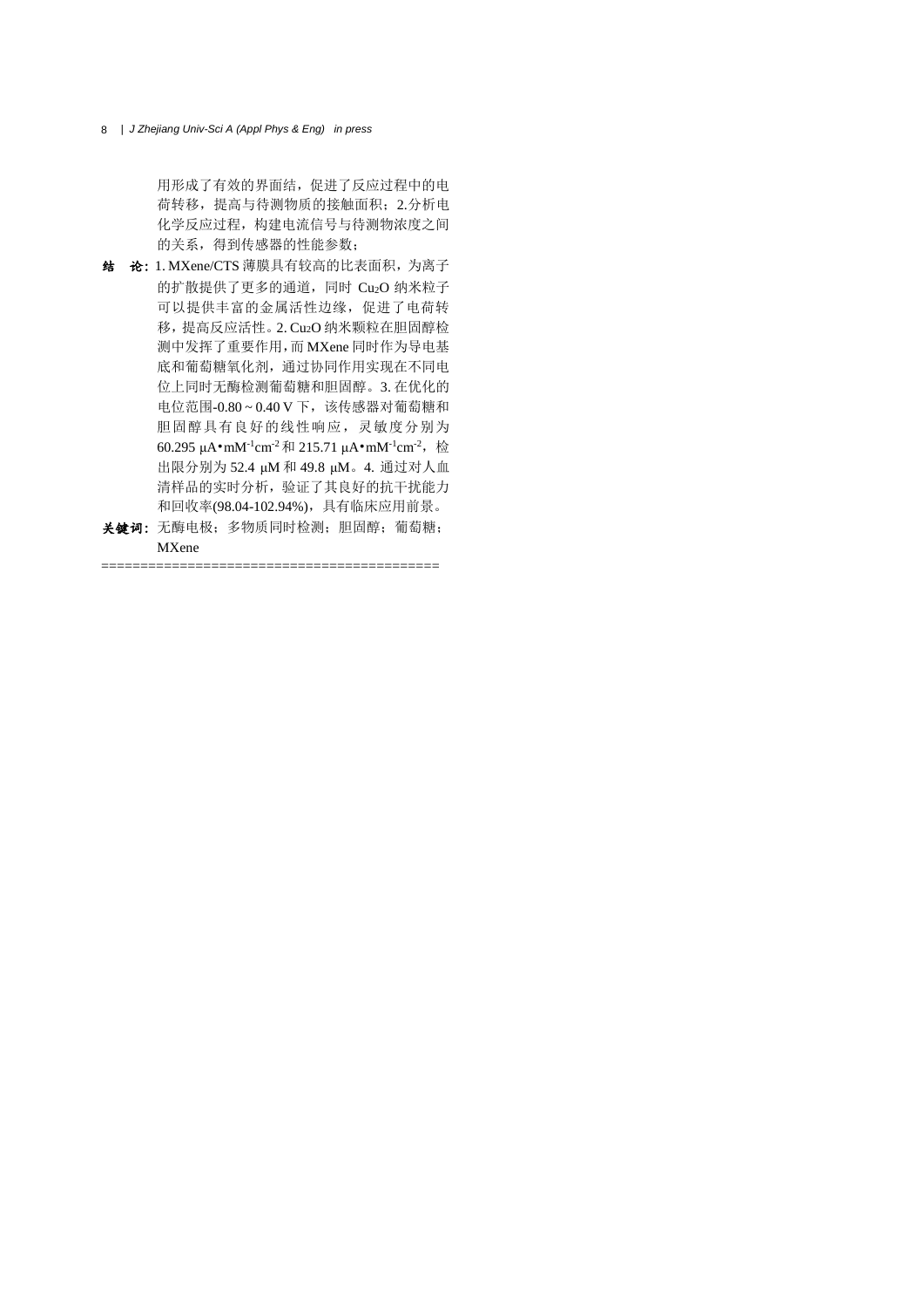用形成了有效的界面结，促进了反应过程中的电荷转移，提高与待测物质的接触面积；2.分析电化学反应过程，构建电流信号与待测物浓度之间的关系，得到传感器的性能参数；

**结　论：** 1. MXene/CTS 薄膜具有较高的比表面积，为离子的扩散提供了更多的通道，同时 $Cu_2O$ 纳米粒子可以提供丰富的金属活性边缘，促进了电荷转移，提高反应活性。2. $Cu_2O$ 纳米颗粒在胆固醇检测中发挥了重要作用，而 MXene 同时作为导电基底和葡萄糖氧化剂，通过协同作用实现在不同电位上同时无酶检测葡萄糖和胆固醇。3. 在优化的电位范围-0.80 ~ 0.40 V 下，该传感器对葡萄糖和胆固醇具有良好的线性响应，灵敏度分别为 60.295 $\mu A \cdot mM^{-1}cm^{-2}$ 和 215.71 $\mu A \cdot mM^{-1}cm^{-2}$，检出限分别为 52.4 μM 和 49.8 μM。4. 通过对人血清样品的实时分析，验证了其良好的抗干扰能力和回收率(98.04-102.94%)，具有临床应用前景。

**关键词：** 无酶电极；多物质同时检测；胆固醇；葡萄糖；MXene

==========================================